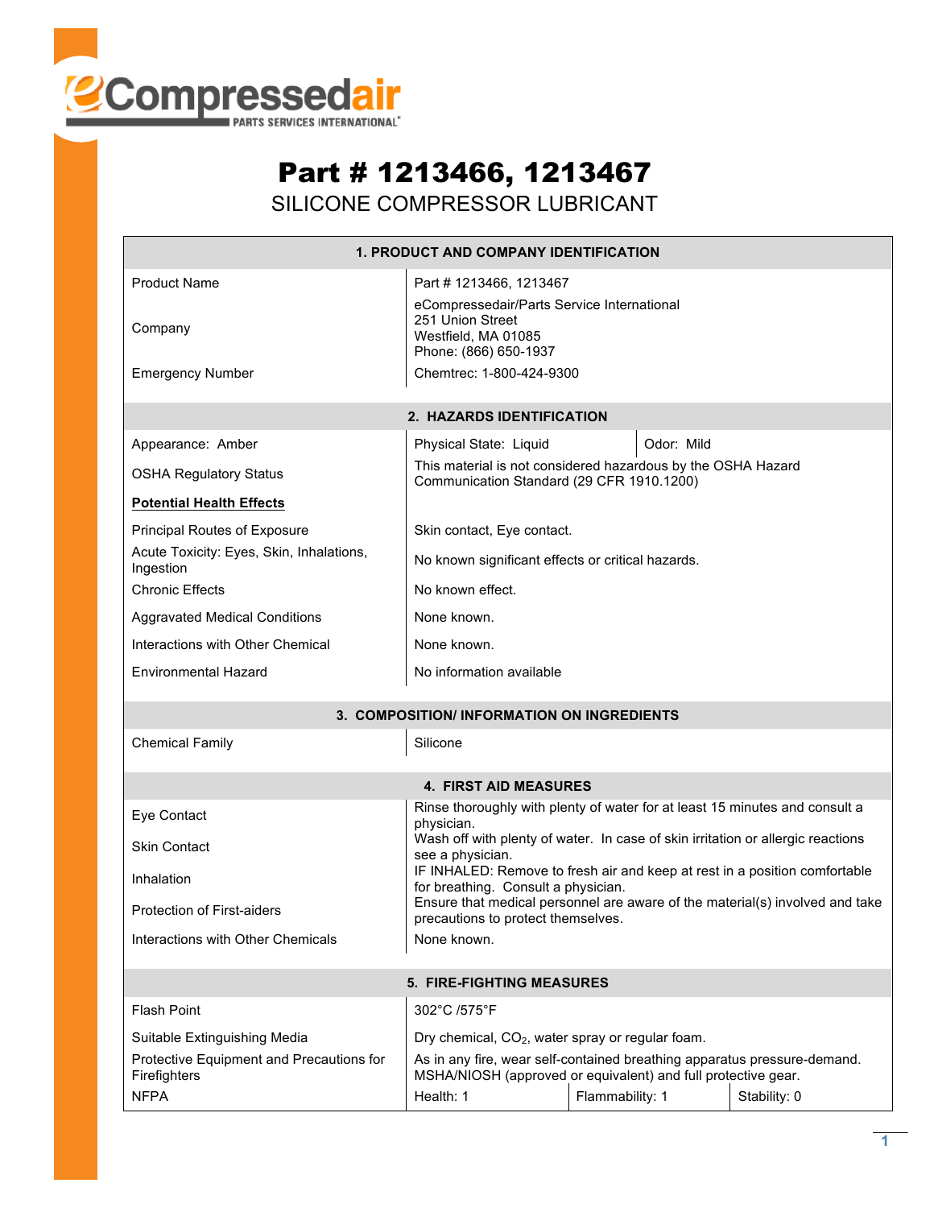# Part # 1213466, 1213467

## SILICONE COMPRESSOR LUBRICANT

| 1. PRODUCT AND COMPANY IDENTIFICATION | | |
|---|---|---|
| Product Name | Part # 1213466, 1213467 | |
| Company | eCompressedair/Parts Service International<br>251 Union Street<br>Westfield, MA 01085<br>Phone: (866) 650-1937 | |
| Emergency Number | Chemtrec: 1-800-424-9300 | |

| 2. HAZARDS IDENTIFICATION | | |
|---|---|---|
| Appearance: Amber | Physical State: Liquid | Odor: Mild |
| OSHA Regulatory Status | This material is not considered hazardous by the OSHA Hazard Communication Standard (29 CFR 1910.1200) | |
| **Potential Health Effects** | | |
| Principal Routes of Exposure | Skin contact, Eye contact. | |
| Acute Toxicity: Eyes, Skin, Inhalations, Ingestion | No known significant effects or critical hazards. | |
| Chronic Effects | No known effect. | |
| Aggravated Medical Conditions | None known. | |
| Interactions with Other Chemical | None known. | |
| Environmental Hazard | No information available | |

| 3. COMPOSITION/ INFORMATION ON INGREDIENTS | |
|---|---|
| Chemical Family | Silicone |

| 4. FIRST AID MEASURES | |
|---|---|
| Eye Contact | Rinse thoroughly with plenty of water for at least 15 minutes and consult a physician. |
| Skin Contact | Wash off with plenty of water. In case of skin irritation or allergic reactions see a physician. |
| Inhalation | IF INHALED: Remove to fresh air and keep at rest in a position comfortable for breathing. Consult a physician. |
| Protection of First-aiders | Ensure that medical personnel are aware of the material(s) involved and take precautions to protect themselves. |
| Interactions with Other Chemicals | None known. |

| 5. FIRE-FIGHTING MEASURES | | | |
|---|---|---|---|
| Flash Point | 302°C /575°F | | |
| Suitable Extinguishing Media | Dry chemical, $CO_2$, water spray or regular foam. | | |
| Protective Equipment and Precautions for Firefighters | As in any fire, wear self-contained breathing apparatus pressure-demand. MSHA/NIOSH (approved or equivalent) and full protective gear. | | |
| NFPA | Health: 1 | Flammability: 1 | Stability: 0 |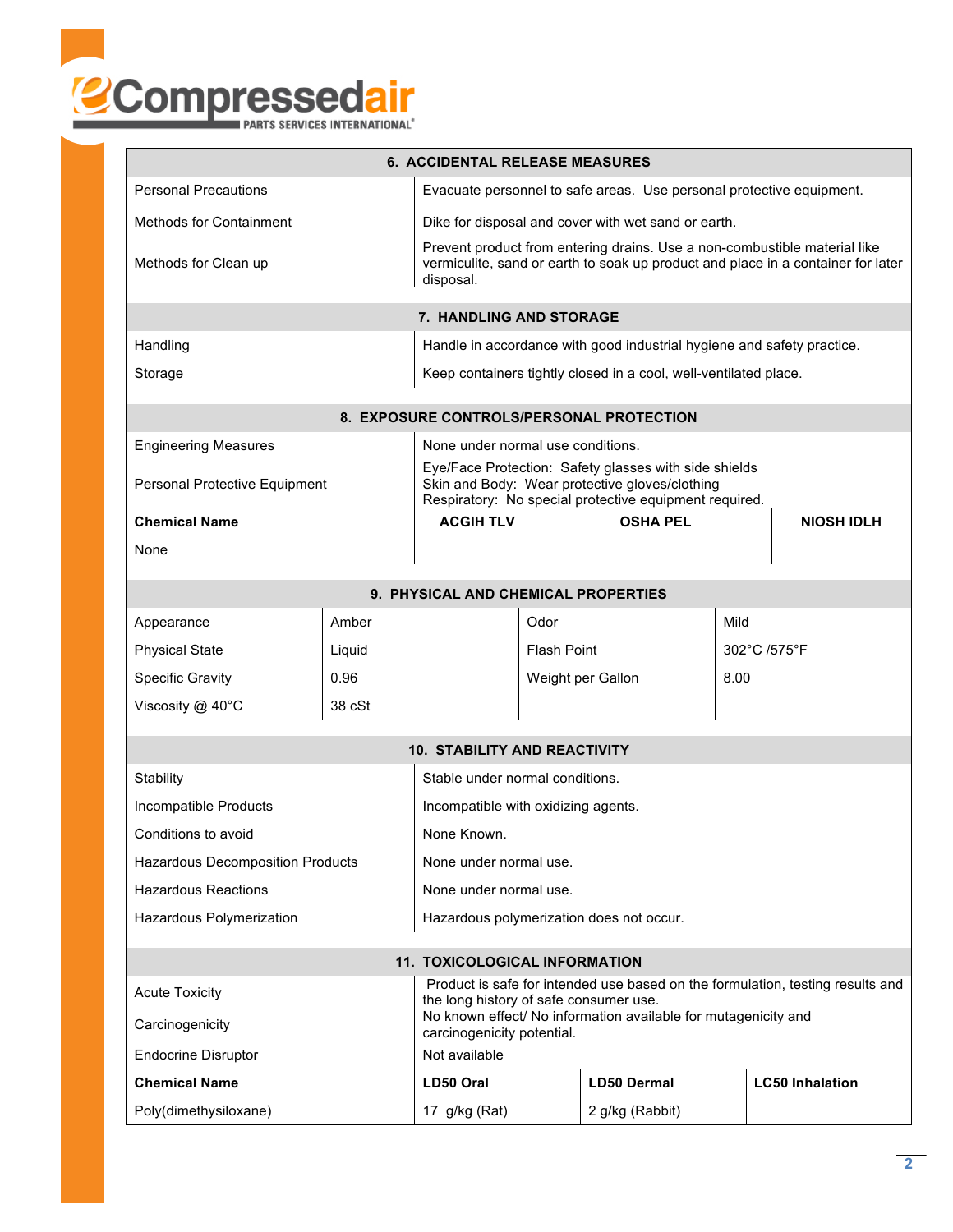## 6. ACCIDENTAL RELEASE MEASURES

| | |
|---|---|
| Personal Precautions | Evacuate personnel to safe areas. Use personal protective equipment. |
| Methods for Containment | Dike for disposal and cover with wet sand or earth. |
| Methods for Clean up | Prevent product from entering drains. Use a non-combustible material like vermiculite, sand or earth to soak up product and place in a container for later disposal. |

## 7. HANDLING AND STORAGE

| | |
|---|---|
| Handling | Handle in accordance with good industrial hygiene and safety practice. |
| Storage | Keep containers tightly closed in a cool, well-ventilated place. |

## 8. EXPOSURE CONTROLS/PERSONAL PROTECTION

| | |
|---|---|
| Engineering Measures | None under normal use conditions. |
| Personal Protective Equipment | Eye/Face Protection: Safety glasses with side shields<br>Skin and Body: Wear protective gloves/clothing<br>Respiratory: No special protective equipment required. |

| Chemical Name | ACGIH TLV | OSHA PEL | NIOSH IDLH |
|---|---|---|---|
| None | | | |

## 9. PHYSICAL AND CHEMICAL PROPERTIES

| | | | |
|---|---|---|---|
| Appearance | Amber | Odor | Mild |
| Physical State | Liquid | Flash Point | 302°C /575°F |
| Specific Gravity | 0.96 | Weight per Gallon | 8.00 |
| Viscosity @ 40°C | 38 cSt | | |

## 10. STABILITY AND REACTIVITY

| | |
|---|---|
| Stability | Stable under normal conditions. |
| Incompatible Products | Incompatible with oxidizing agents. |
| Conditions to avoid | None Known. |
| Hazardous Decomposition Products | None under normal use. |
| Hazardous Reactions | None under normal use. |
| Hazardous Polymerization | Hazardous polymerization does not occur. |

## 11. TOXICOLOGICAL INFORMATION

| | |
|---|---|
| Acute Toxicity | Product is safe for intended use based on the formulation, testing results and the long history of safe consumer use. |
| Carcinogenicity | No known effect/ No information available for mutagenicity and carcinogenicity potential. |
| Endocrine Disruptor | Not available |

| Chemical Name | LD50 Oral | LD50 Dermal | LC50 Inhalation |
|---|---|---|---|
| Poly(dimethysiloxane) | 17 g/kg (Rat) | 2 g/kg (Rabbit) | |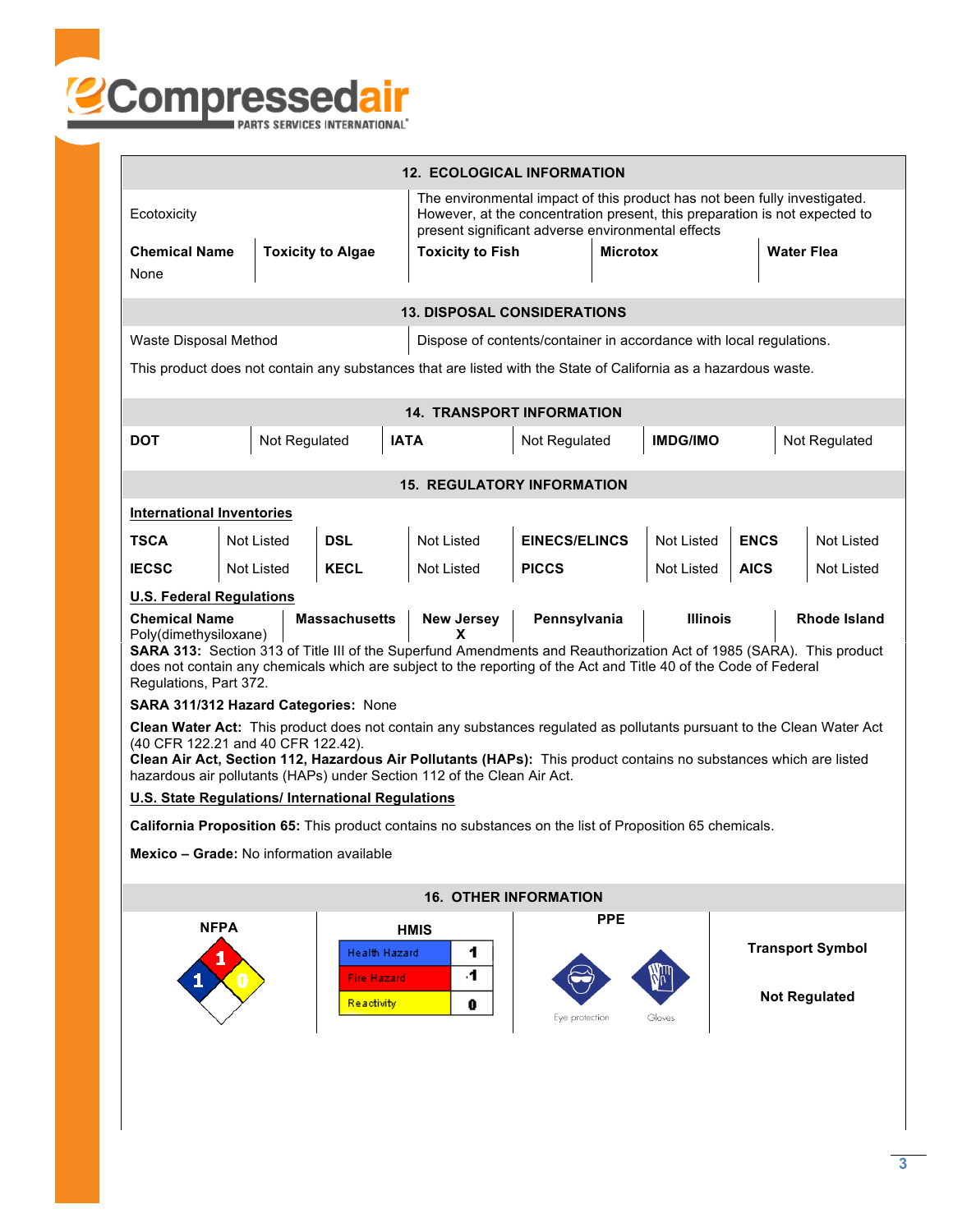## 12. ECOLOGICAL INFORMATION

| Ecotoxicity | The environmental impact of this product has not been fully investigated. However, at the concentration present, this preparation is not expected to present significant adverse environmental effects |
|---|---|

| Chemical Name | Toxicity to Algae | Toxicity to Fish | Microtox | Water Flea |
|---|---|---|---|---|
| None | | | | |

## 13. DISPOSAL CONSIDERATIONS

| Waste Disposal Method | Dispose of contents/container in accordance with local regulations. |
|---|---|

This product does not contain any substances that are listed with the State of California as a hazardous waste.

## 14. TRANSPORT INFORMATION

| DOT | Not Regulated | IATA | Not Regulated | IMDG/IMO | Not Regulated |
|---|---|---|---|---|---|

## 15. REGULATORY INFORMATION

**International Inventories**

| TSCA | Not Listed | DSL | Not Listed | EINECS/ELINCS | Not Listed | ENCS | Not Listed |
|---|---|---|---|---|---|---|---|
| IECSC | Not Listed | KECL | Not Listed | PICCS | Not Listed | AICS | Not Listed |

**U.S. Federal Regulations**

| Chemical Name | Massachusetts | New Jersey | Pennsylvania | Illinois | Rhode Island |
|---|---|---|---|---|---|
| Poly(dimethysiloxane) | | X | | | |

**SARA 313:** Section 313 of Title III of the Superfund Amendments and Reauthorization Act of 1985 (SARA). This product does not contain any chemicals which are subject to the reporting of the Act and Title 40 of the Code of Federal Regulations, Part 372.

**SARA 311/312 Hazard Categories:** None

**Clean Water Act:** This product does not contain any substances regulated as pollutants pursuant to the Clean Water Act (40 CFR 122.21 and 40 CFR 122.42).
**Clean Air Act, Section 112, Hazardous Air Pollutants (HAPs):** This product contains no substances which are listed hazardous air pollutants (HAPs) under Section 112 of the Clean Air Act.

**U.S. State Regulations/ International Regulations**

**California Proposition 65:** This product contains no substances on the list of Proposition 65 chemicals.

**Mexico – Grade:** No information available

## 16. OTHER INFORMATION

**NFPA**

Health: 1, Fire: 1, Reactivity: 0

**HMIS**

| Health Hazard | 1 |
|---|---|
| Fire Hazard | 1 |
| Reactivity | 0 |

**PPE**

Eye protection, Gloves

**Transport Symbol**

**Not Regulated**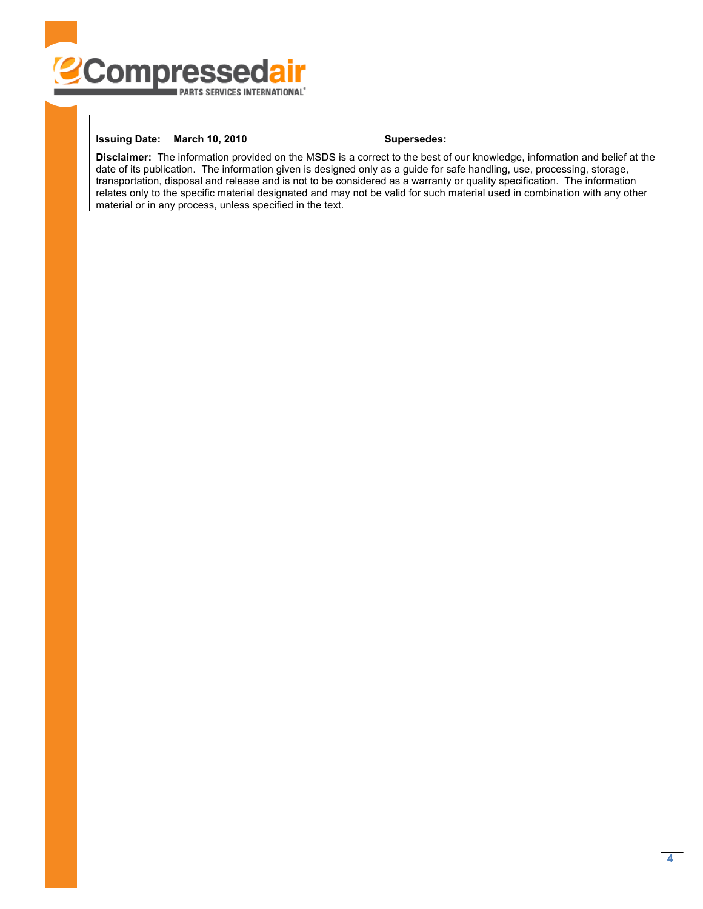**Issuing Date:** **March 10, 2010** **Supersedes:**

**Disclaimer:** The information provided on the MSDS is a correct to the best of our knowledge, information and belief at the date of its publication. The information given is designed only as a guide for safe handling, use, processing, storage, transportation, disposal and release and is not to be considered as a warranty or quality specification. The information relates only to the specific material designated and may not be valid for such material used in combination with any other material or in any process, unless specified in the text.